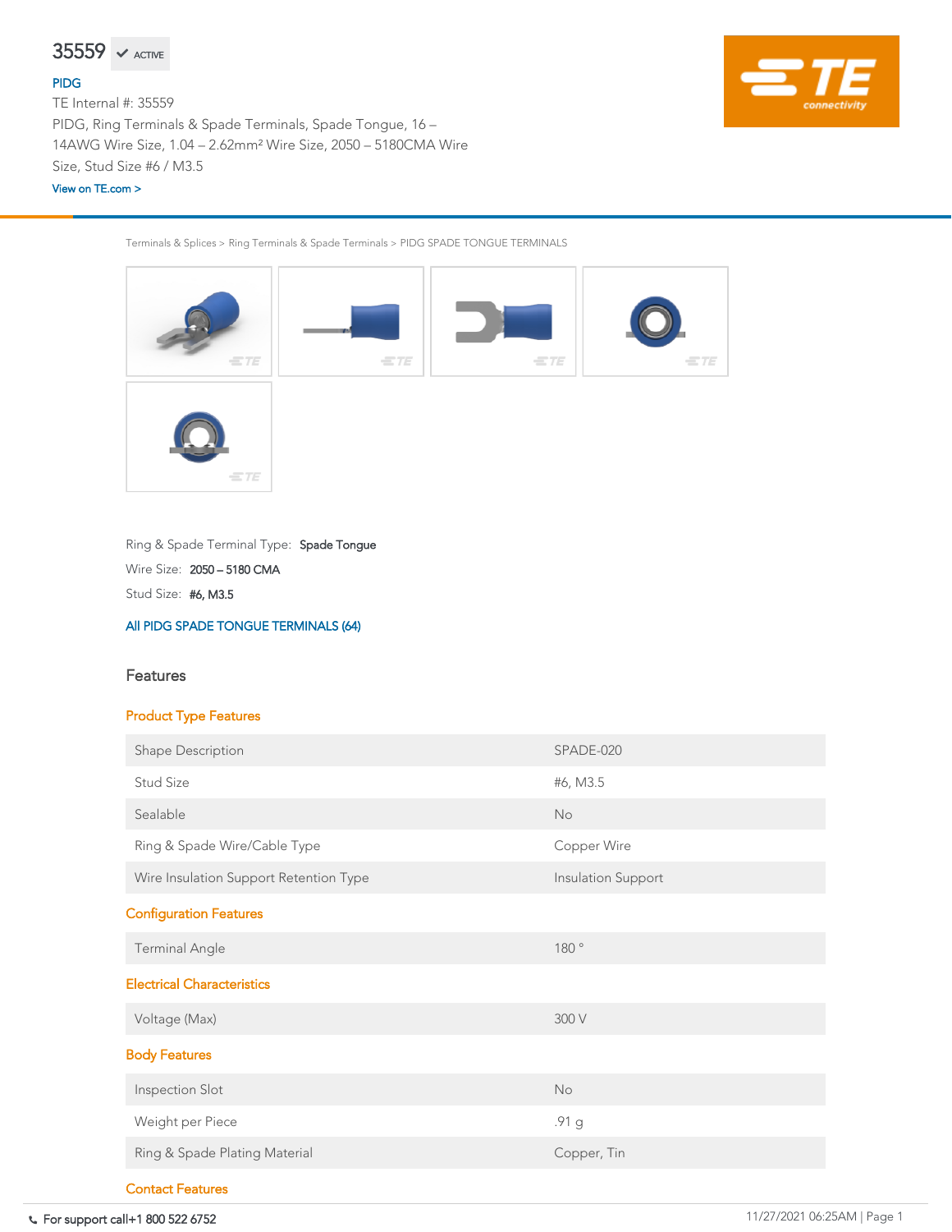# 35559 ✔ ACTIVE

PIDG

TE Internal #: 35559

PIDG, Ring Terminals & Spade Terminals, Spade Tongue, 16 – 14AWG Wire Size, 1.04 – 2.62mm² Wire Size, 2050 – 5180CMA Wire Size, Stud Size #6 / M3.5

View on TE.com >

Terminals & Splices > Ring Terminals & Spade Terminals > PIDG SPADE TONGUE TERMINALS

Ring & Spade Terminal Type: **Spade Tongue**

Wire Size: **2050 – 5180 CMA**

Stud Size: **#6, M3.5**

All PIDG SPADE TONGUE TERMINALS (64)

## Features

### Product Type Features

| | |
|---|---|
| Shape Description | SPADE-020 |
| Stud Size | #6, M3.5 |
| Sealable | No |
| Ring & Spade Wire/Cable Type | Copper Wire |
| Wire Insulation Support Retention Type | Insulation Support |

### Configuration Features

| | |
|---|---|
| Terminal Angle | 180 ° |

### Electrical Characteristics

| | |
|---|---|
| Voltage (Max) | 300 V |

### Body Features

| | |
|---|---|
| Inspection Slot | No |
| Weight per Piece | .91 g |
| Ring & Spade Plating Material | Copper, Tin |

### Contact Features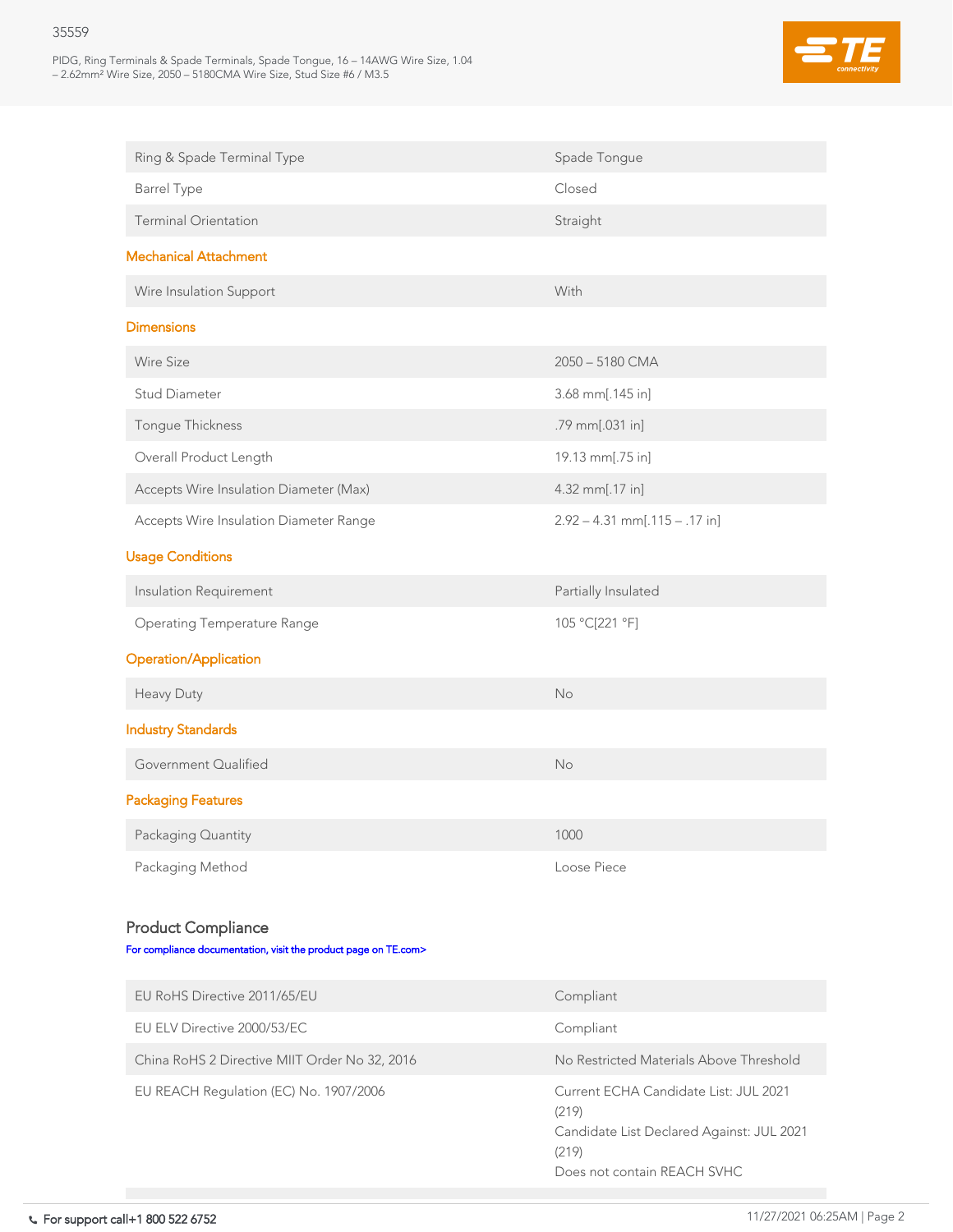| | |
|---|---|
| Ring & Spade Terminal Type | Spade Tongue |
| Barrel Type | Closed |
| Terminal Orientation | Straight |

## Mechanical Attachment

| | |
|---|---|
| Wire Insulation Support | With |

## Dimensions

| | |
|---|---|
| Wire Size | 2050 – 5180 CMA |
| Stud Diameter | 3.68 mm[.145 in] |
| Tongue Thickness | .79 mm[.031 in] |
| Overall Product Length | 19.13 mm[.75 in] |
| Accepts Wire Insulation Diameter (Max) | 4.32 mm[.17 in] |
| Accepts Wire Insulation Diameter Range | 2.92 – 4.31 mm[.115 – .17 in] |

## Usage Conditions

| | |
|---|---|
| Insulation Requirement | Partially Insulated |
| Operating Temperature Range | 105 °C[221 °F] |

## Operation/Application

| | |
|---|---|
| Heavy Duty | No |

## Industry Standards

| | |
|---|---|
| Government Qualified | No |

## Packaging Features

| | |
|---|---|
| Packaging Quantity | 1000 |
| Packaging Method | Loose Piece |

## Product Compliance

For compliance documentation, visit the product page on TE.com>

| | |
|---|---|
| EU RoHS Directive 2011/65/EU | Compliant |
| EU ELV Directive 2000/53/EC | Compliant |
| China RoHS 2 Directive MIIT Order No 32, 2016 | No Restricted Materials Above Threshold |
| EU REACH Regulation (EC) No. 1907/2006 | Current ECHA Candidate List: JUL 2021 (219)<br>Candidate List Declared Against: JUL 2021 (219)<br>Does not contain REACH SVHC |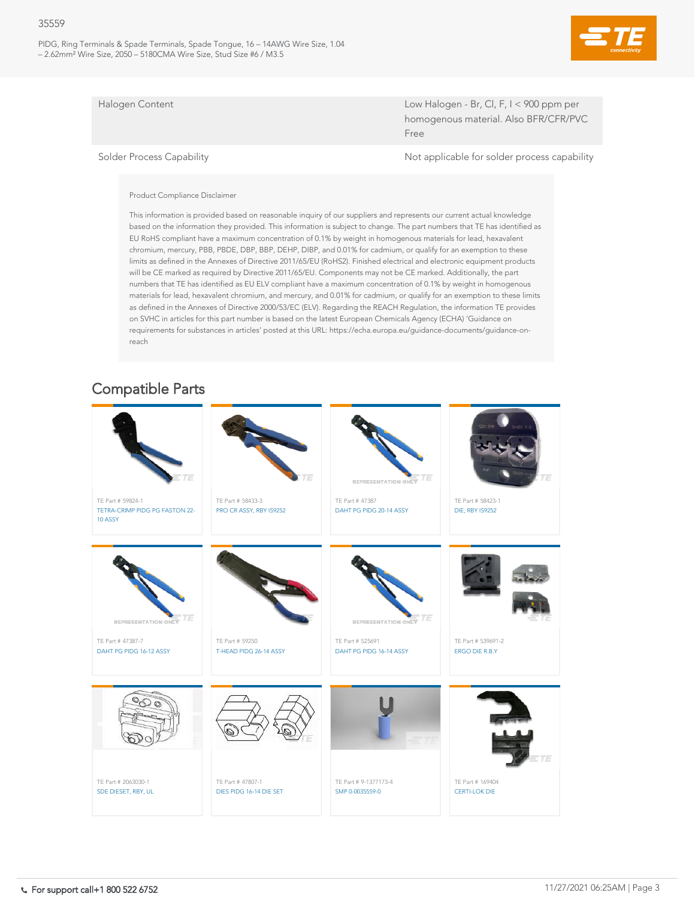| Halogen Content | Low Halogen - Br, Cl, F, I < 900 ppm per homogenous material. Also BFR/CFR/PVC Free |
| --- | --- |
| Solder Process Capability | Not applicable for solder process capability |

Product Compliance Disclaimer

This information is provided based on reasonable inquiry of our suppliers and represents our current actual knowledge based on the information they provided. This information is subject to change. The part numbers that TE has identified as EU RoHS compliant have a maximum concentration of 0.1% by weight in homogenous materials for lead, hexavalent chromium, mercury, PBB, PBDE, DBP, BBP, DEHP, DIBP, and 0.01% for cadmium, or qualify for an exemption to these limits as defined in the Annexes of Directive 2011/65/EU (RoHS2). Finished electrical and electronic equipment products will be CE marked as required by Directive 2011/65/EU. Components may not be CE marked. Additionally, the part numbers that TE has identified as EU ELV compliant have a maximum concentration of 0.1% by weight in homogenous materials for lead, hexavalent chromium, and mercury, and 0.01% for cadmium, or qualify for an exemption to these limits as defined in the Annexes of Directive 2000/53/EC (ELV). Regarding the REACH Regulation, the information TE provides on SVHC in articles for this part number is based on the latest European Chemicals Agency (ECHA) 'Guidance on requirements for substances in articles' posted at this URL: https://echa.europa.eu/guidance-documents/guidance-on-reach

## Compatible Parts

- TE Part # 59824-1 — TETRA-CRIMP PIDG PG FASTON 22-10 ASSY
- TE Part # 58433-3 — PRO CR ASSY, RBY IS9252
- TE Part # 47387 — DAHT PG PIDG 20-14 ASSY
- TE Part # 58423-1 — DIE, RBY IS9252
- TE Part # 47387-7 — DAHT PG PIDG 16-12 ASSY
- TE Part # 59250 — T-HEAD PIDG 26-14 ASSY
- TE Part # 525691 — DAHT PG PIDG 16-14 ASSY
- TE Part # 539691-2 — ERGO DIE R.B.Y
- TE Part # 2063030-1 — SDE DIESET, RBY, UL
- TE Part # 47807-1 — DIES PIDG 16-14 DIE SET
- TE Part # 9-1377173-4 — SMP 0-0035559-0
- TE Part # 169404 — CERTI-LOK DIE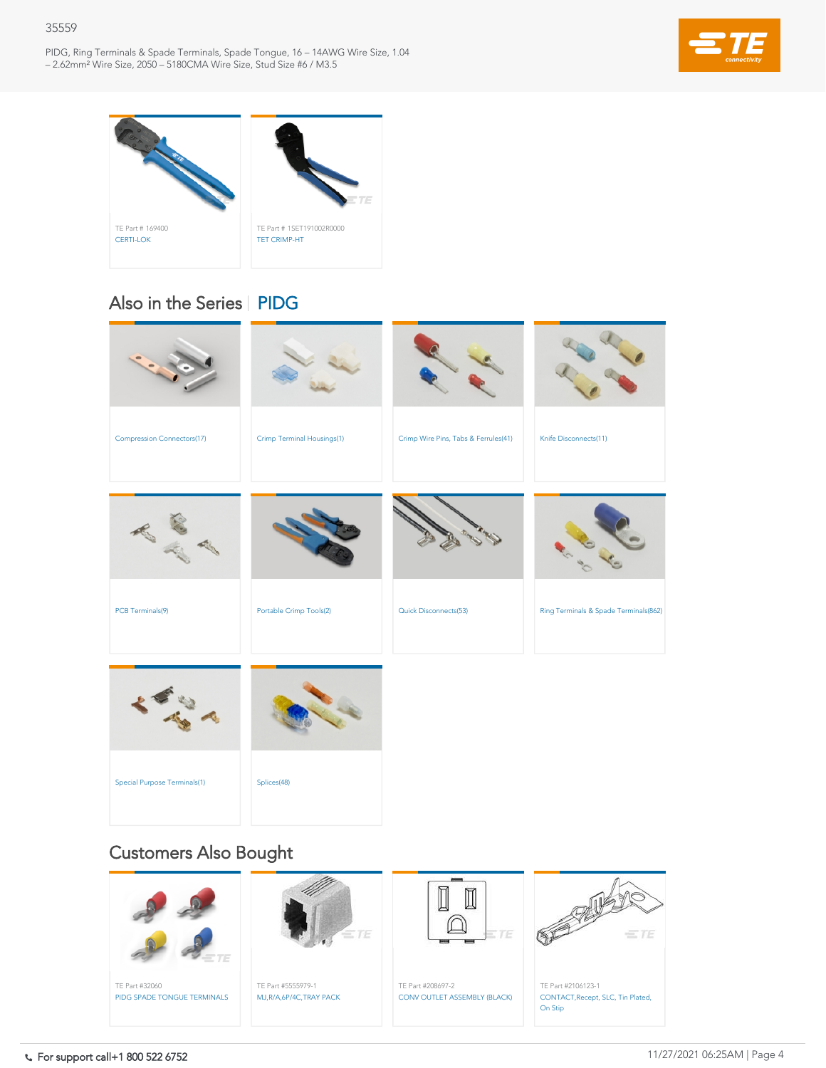TE Part # 169400
CERTI-LOK

TE Part # 1SET191002R0000
TET CRIMP-HT

## Also in the Series | PIDG

Compression Connectors(17)

Crimp Terminal Housings(1)

Crimp Wire Pins, Tabs & Ferrules(41)

Knife Disconnects(11)

PCB Terminals(9)

Portable Crimp Tools(2)

Quick Disconnects(53)

Ring Terminals & Spade Terminals(862)

Special Purpose Terminals(1)

Splices(48)

## Customers Also Bought

TE Part #32060
PIDG SPADE TONGUE TERMINALS

TE Part #5555979-1
MJ,R/A,6P/4C,TRAY PACK

TE Part #208697-2
CONV OUTLET ASSEMBLY (BLACK)

TE Part #2106123-1
CONTACT,Recept, SLC, Tin Plated, On Stip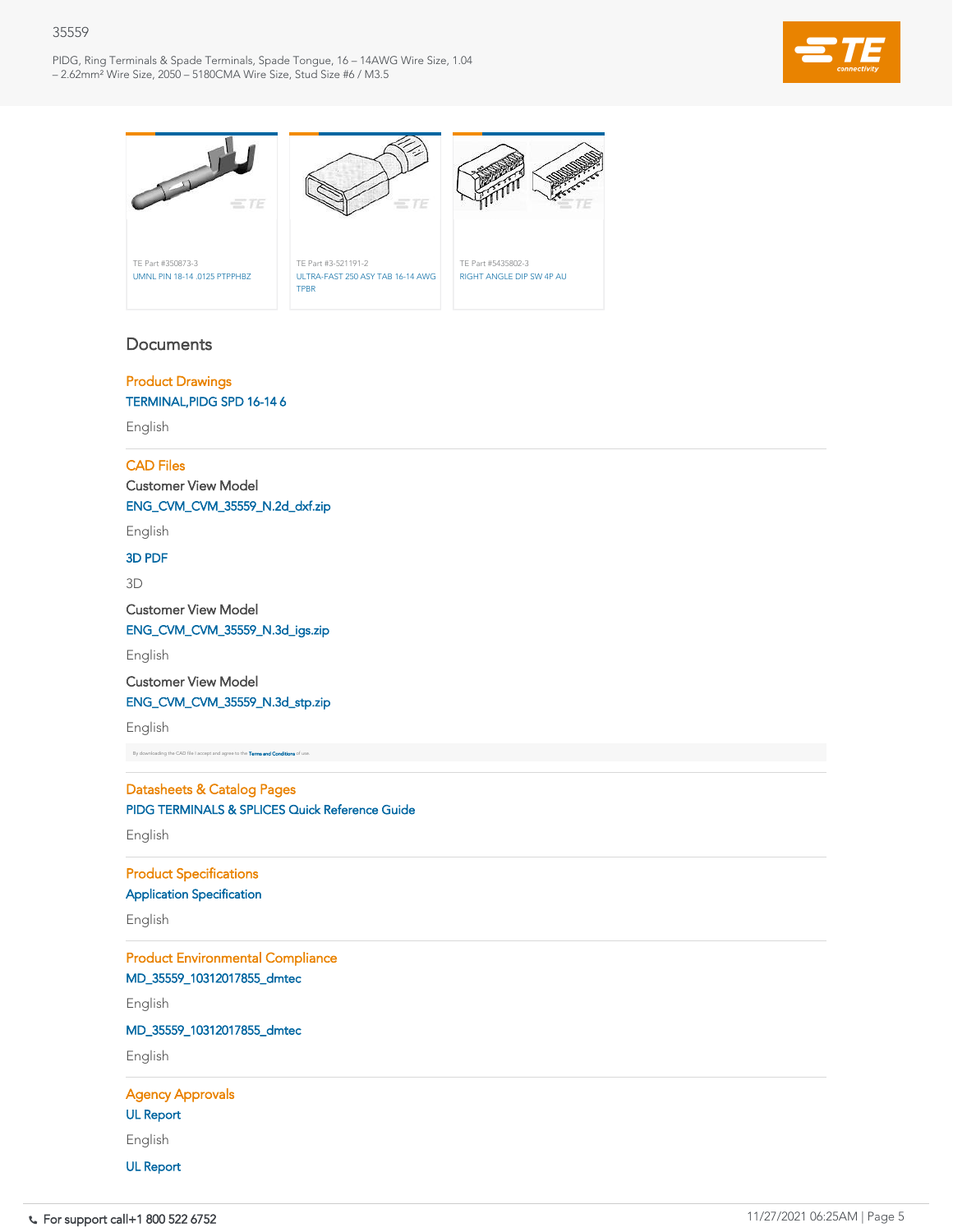TE Part #350873-3
UMNL PIN 18-14 .0125 PTPPHBZ

TE Part #3-521191-2
ULTRA-FAST 250 ASY TAB 16-14 AWG TPBR

TE Part #5435802-3
RIGHT ANGLE DIP SW 4P AU

## Documents

### Product Drawings

TERMINAL,PIDG SPD 16-14 6

English

### CAD Files

Customer View Model

ENG_CVM_CVM_35559_N.2d_dxf.zip

English

3D PDF

3D

Customer View Model

ENG_CVM_CVM_35559_N.3d_igs.zip

English

Customer View Model

ENG_CVM_CVM_35559_N.3d_stp.zip

English

By downloading the CAD file I accept and agree to the Terms and Conditions of use.

### Datasheets & Catalog Pages

PIDG TERMINALS & SPLICES Quick Reference Guide

English

### Product Specifications

Application Specification

English

### Product Environmental Compliance

MD_35559_10312017855_dmtec

English

MD_35559_10312017855_dmtec

English

### Agency Approvals

UL Report

English

UL Report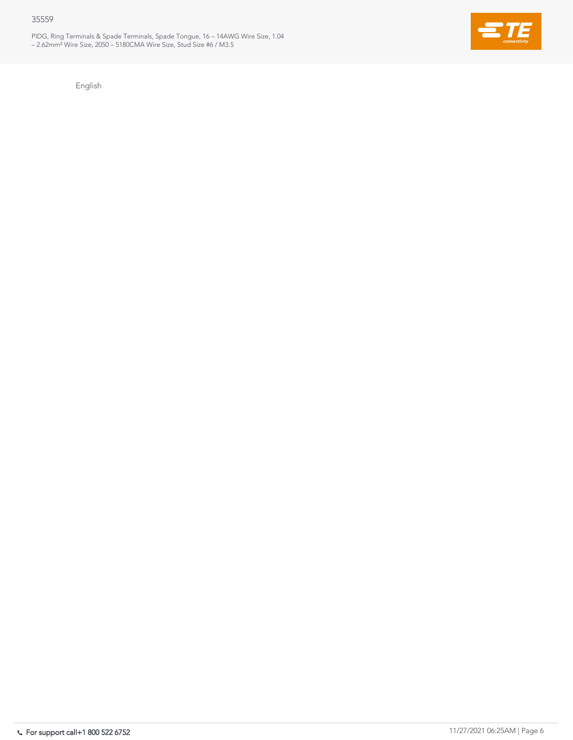English